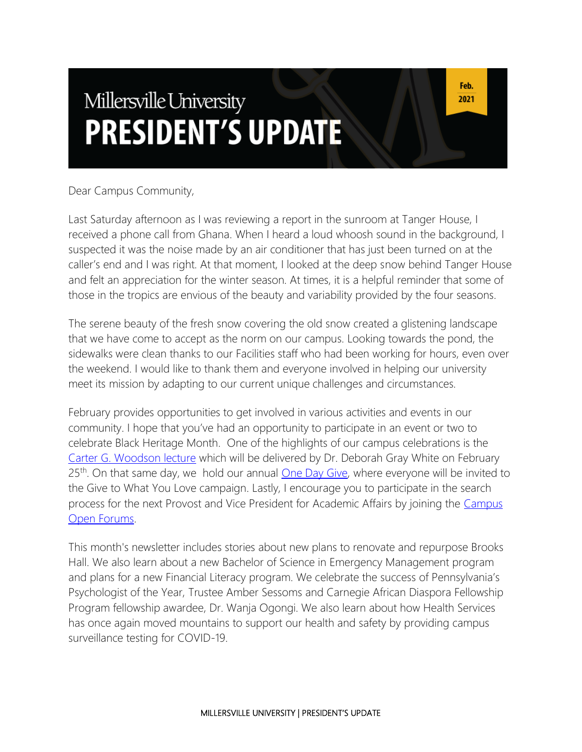# Millersville University PRESIDENT'S UPDATE

Feb. 2021

Dear Campus Community,

Last Saturday afternoon as I was reviewing a report in the sunroom at Tanger House, I received a phone call from Ghana. When I heard a loud whoosh sound in the background, I suspected it was the noise made by an air conditioner that has just been turned on at the caller's end and I was right. At that moment, I looked at the deep snow behind Tanger House and felt an appreciation for the winter season. At times, it is a helpful reminder that some of those in the tropics are envious of the beauty and variability provided by the four seasons.

The serene beauty of the fresh snow covering the old snow created a glistening landscape that we have come to accept as the norm on our campus. Looking towards the pond, the sidewalks were clean thanks to our Facilities staff who had been working for hours, even over the weekend. I would like to thank them and everyone involved in helping our university meet its mission by adapting to our current unique challenges and circumstances.

February provides opportunities to get involved in various activities and events in our community. I hope that you've had an opportunity to participate in an event or two to celebrate Black Heritage Month. One of the highlights of our campus celebrations is the Carter G. Woodson lecture which will be delivered by Dr. Deborah Gray White on February 25th. On that same day, we hold our annual One Day Give, where everyone will be invited to the Give to What You Love campaign. Lastly, I encourage you to participate in the search process for the next Provost and Vice President for Academic Affairs by joining the Campus Open Forums.

This month's newsletter includes stories about new plans to renovate and repurpose Brooks Hall. We also learn about a new Bachelor of Science in Emergency Management program and plans for a new Financial Literacy program. We celebrate the success of Pennsylvania's Psychologist of the Year, Trustee Amber Sessoms and Carnegie African Diaspora Fellowship Program fellowship awardee, Dr. Wanja Ogongi. We also learn about how Health Services has once again moved mountains to support our health and safety by providing campus surveillance testing for COVID-19.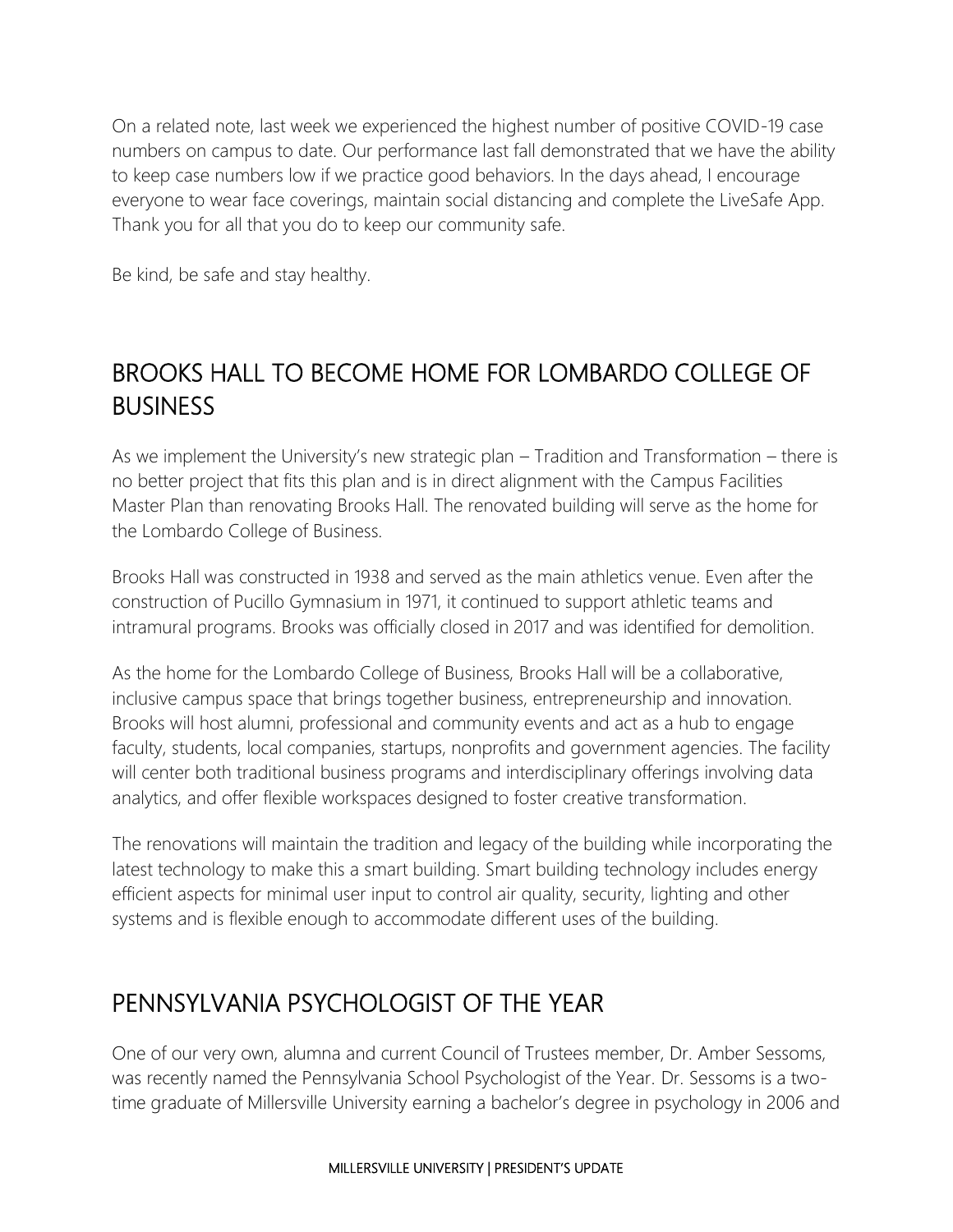On a related note, last week we experienced the highest number of positive COVID-19 case numbers on campus to date. Our performance last fall demonstrated that we have the ability to keep case numbers low if we practice good behaviors. In the days ahead, I encourage everyone to wear face coverings, maintain social distancing and complete the LiveSafe App. Thank you for all that you do to keep our community safe.

Be kind, be safe and stay healthy.

## BROOKS HALL TO BECOME HOME FOR LOMBARDO COLLEGE OF BUSINESS

As we implement the University's new strategic plan – Tradition and Transformation – there is no better project that fits this plan and is in direct alignment with the Campus Facilities Master Plan than renovating Brooks Hall. The renovated building will serve as the home for the Lombardo College of Business.

Brooks Hall was constructed in 1938 and served as the main athletics venue. Even after the construction of Pucillo Gymnasium in 1971, it continued to support athletic teams and intramural programs. Brooks was officially closed in 2017 and was identified for demolition.

As the home for the Lombardo College of Business, Brooks Hall will be a collaborative, inclusive campus space that brings together business, entrepreneurship and innovation. Brooks will host alumni, professional and community events and act as a hub to engage faculty, students, local companies, startups, nonprofits and government agencies. The facility will center both traditional business programs and interdisciplinary offerings involving data analytics, and offer flexible workspaces designed to foster creative transformation.

The renovations will maintain the tradition and legacy of the building while incorporating the latest technology to make this a smart building. Smart building technology includes energy efficient aspects for minimal user input to control air quality, security, lighting and other systems and is flexible enough to accommodate different uses of the building.

## PENNSYLVANIA PSYCHOLOGIST OF THE YEAR

One of our very own, alumna and current Council of Trustees member, Dr. Amber Sessoms, was recently named the Pennsylvania School Psychologist of the Year. Dr. Sessoms is a two-time graduate of Millersville University earning a bachelor's degree in psychology in 2006 and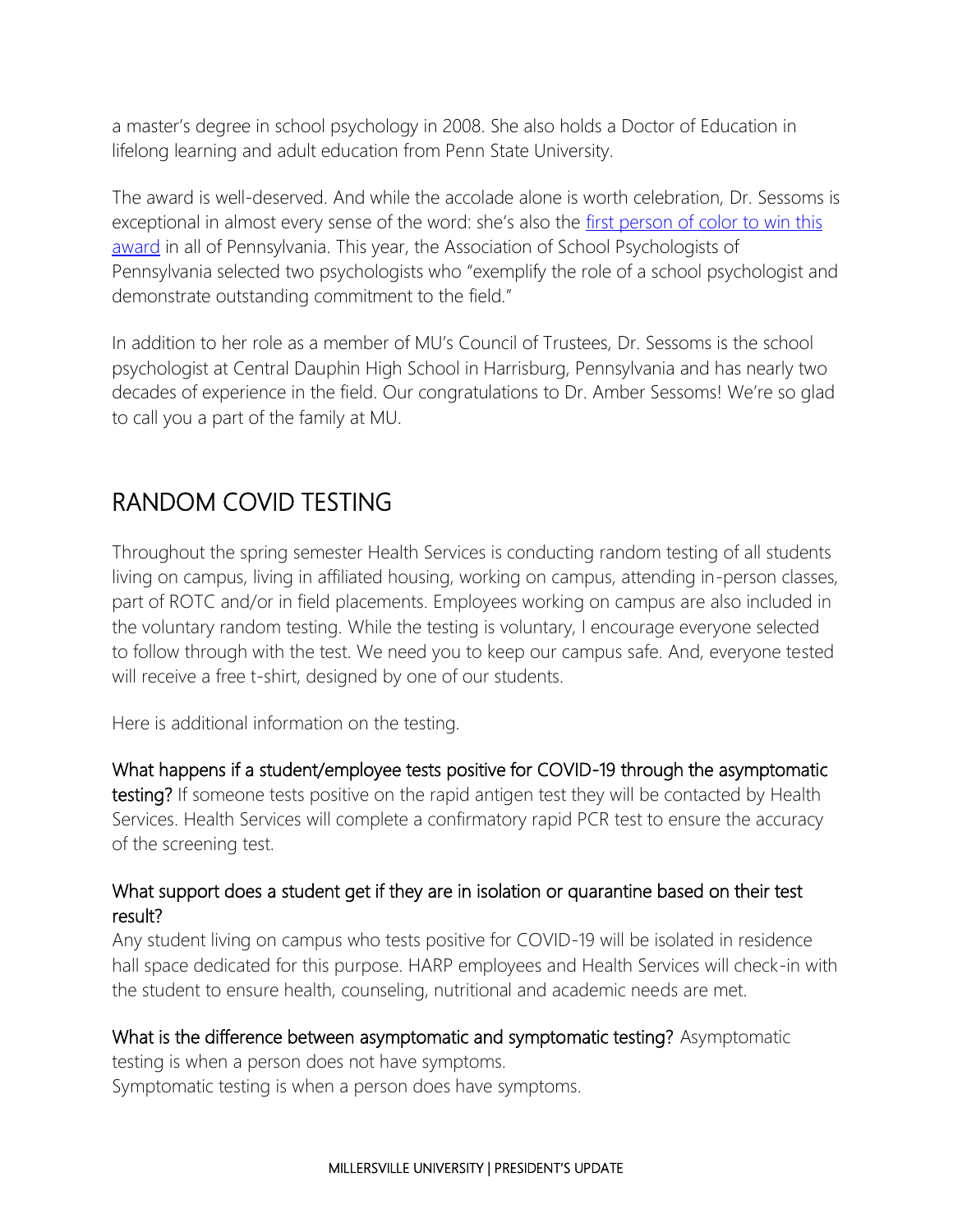a master's degree in school psychology in 2008. She also holds a Doctor of Education in lifelong learning and adult education from Penn State University.

The award is well-deserved. And while the accolade alone is worth celebration, Dr. Sessoms is exceptional in almost every sense of the word: she's also the first person of color to win this award in all of Pennsylvania. This year, the Association of School Psychologists of Pennsylvania selected two psychologists who "exemplify the role of a school psychologist and demonstrate outstanding commitment to the field."

In addition to her role as a member of MU's Council of Trustees, Dr. Sessoms is the school psychologist at Central Dauphin High School in Harrisburg, Pennsylvania and has nearly two decades of experience in the field. Our congratulations to Dr. Amber Sessoms! We're so glad to call you a part of the family at MU.

## RANDOM COVID TESTING

Throughout the spring semester Health Services is conducting random testing of all students living on campus, living in affiliated housing, working on campus, attending in-person classes, part of ROTC and/or in field placements. Employees working on campus are also included in the voluntary random testing. While the testing is voluntary, I encourage everyone selected to follow through with the test. We need you to keep our campus safe. And, everyone tested will receive a free t-shirt, designed by one of our students.

Here is additional information on the testing.

**What happens if a student/employee tests positive for COVID-19 through the asymptomatic testing?** If someone tests positive on the rapid antigen test they will be contacted by Health Services. Health Services will complete a confirmatory rapid PCR test to ensure the accuracy of the screening test.

**What support does a student get if they are in isolation or quarantine based on their test result?**
Any student living on campus who tests positive for COVID-19 will be isolated in residence hall space dedicated for this purpose. HARP employees and Health Services will check-in with the student to ensure health, counseling, nutritional and academic needs are met.

**What is the difference between asymptomatic and symptomatic testing?** Asymptomatic testing is when a person does not have symptoms.
Symptomatic testing is when a person does have symptoms.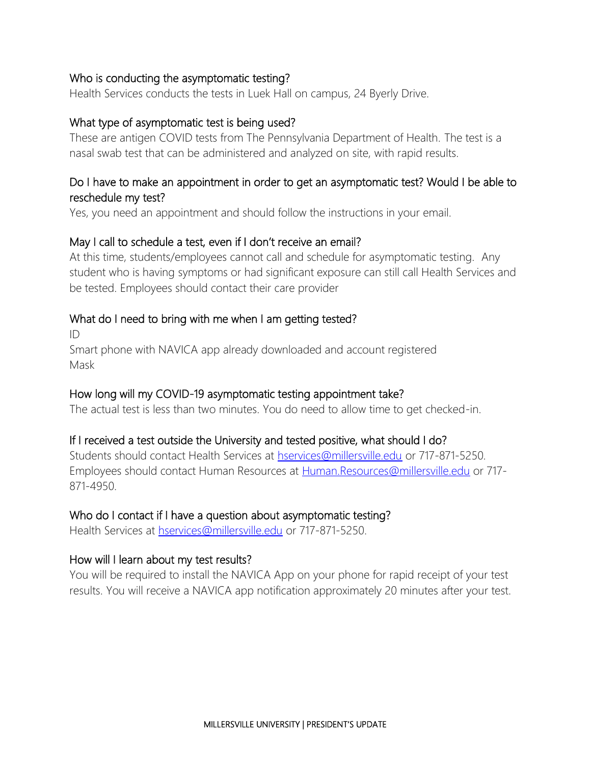### Who is conducting the asymptomatic testing?

Health Services conducts the tests in Luek Hall on campus, 24 Byerly Drive.

### What type of asymptomatic test is being used?

These are antigen COVID tests from The Pennsylvania Department of Health. The test is a nasal swab test that can be administered and analyzed on site, with rapid results.

### Do I have to make an appointment in order to get an asymptomatic test? Would I be able to reschedule my test?

Yes, you need an appointment and should follow the instructions in your email.

### May I call to schedule a test, even if I don't receive an email?

At this time, students/employees cannot call and schedule for asymptomatic testing. Any student who is having symptoms or had significant exposure can still call Health Services and be tested. Employees should contact their care provider

### What do I need to bring with me when I am getting tested?

ID
Smart phone with NAVICA app already downloaded and account registered
Mask

### How long will my COVID-19 asymptomatic testing appointment take?

The actual test is less than two minutes. You do need to allow time to get checked-in.

### If I received a test outside the University and tested positive, what should I do?

Students should contact Health Services at [hservices@millersville.edu](mailto:hservices@millersville.edu) or 717-871-5250. Employees should contact Human Resources at [Human.Resources@millersville.edu](mailto:Human.Resources@millersville.edu) or 717-871-4950.

### Who do I contact if I have a question about asymptomatic testing?

Health Services at [hservices@millersville.edu](mailto:hservices@millersville.edu) or 717-871-5250.

### How will I learn about my test results?

You will be required to install the NAVICA App on your phone for rapid receipt of your test results. You will receive a NAVICA app notification approximately 20 minutes after your test.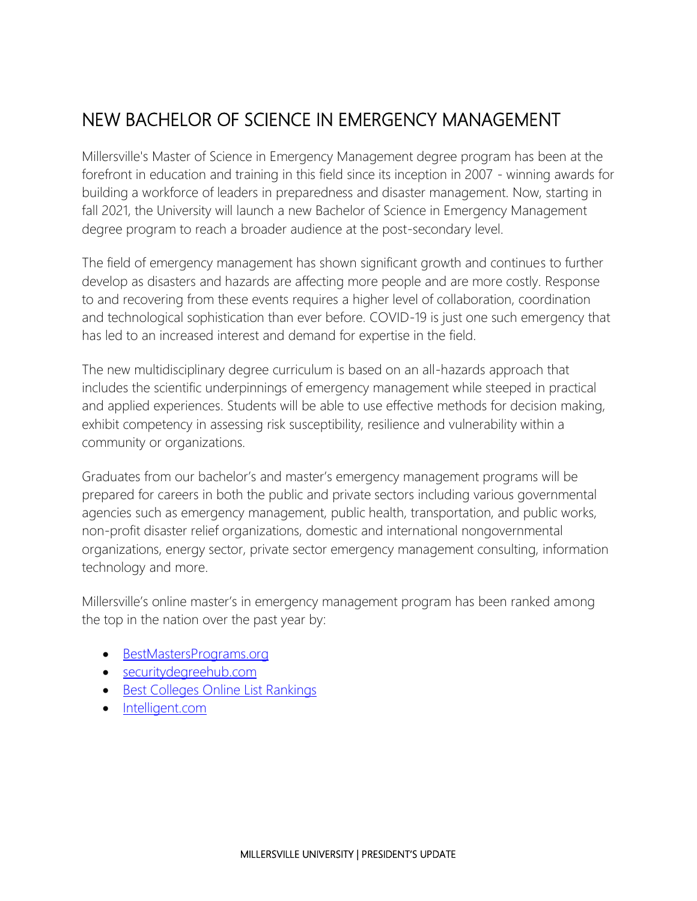## NEW BACHELOR OF SCIENCE IN EMERGENCY MANAGEMENT

Millersville's Master of Science in Emergency Management degree program has been at the forefront in education and training in this field since its inception in 2007 - winning awards for building a workforce of leaders in preparedness and disaster management. Now, starting in fall 2021, the University will launch a new Bachelor of Science in Emergency Management degree program to reach a broader audience at the post-secondary level.

The field of emergency management has shown significant growth and continues to further develop as disasters and hazards are affecting more people and are more costly. Response to and recovering from these events requires a higher level of collaboration, coordination and technological sophistication than ever before. COVID-19 is just one such emergency that has led to an increased interest and demand for expertise in the field.

The new multidisciplinary degree curriculum is based on an all-hazards approach that includes the scientific underpinnings of emergency management while steeped in practical and applied experiences. Students will be able to use effective methods for decision making, exhibit competency in assessing risk susceptibility, resilience and vulnerability within a community or organizations.

Graduates from our bachelor's and master's emergency management programs will be prepared for careers in both the public and private sectors including various governmental agencies such as emergency management, public health, transportation, and public works, non-profit disaster relief organizations, domestic and international nongovernmental organizations, energy sector, private sector emergency management consulting, information technology and more.

Millersville's online master's in emergency management program has been ranked among the top in the nation over the past year by:

- BestMastersPrograms.org
- securitydegreehub.com
- Best Colleges Online List Rankings
- Intelligent.com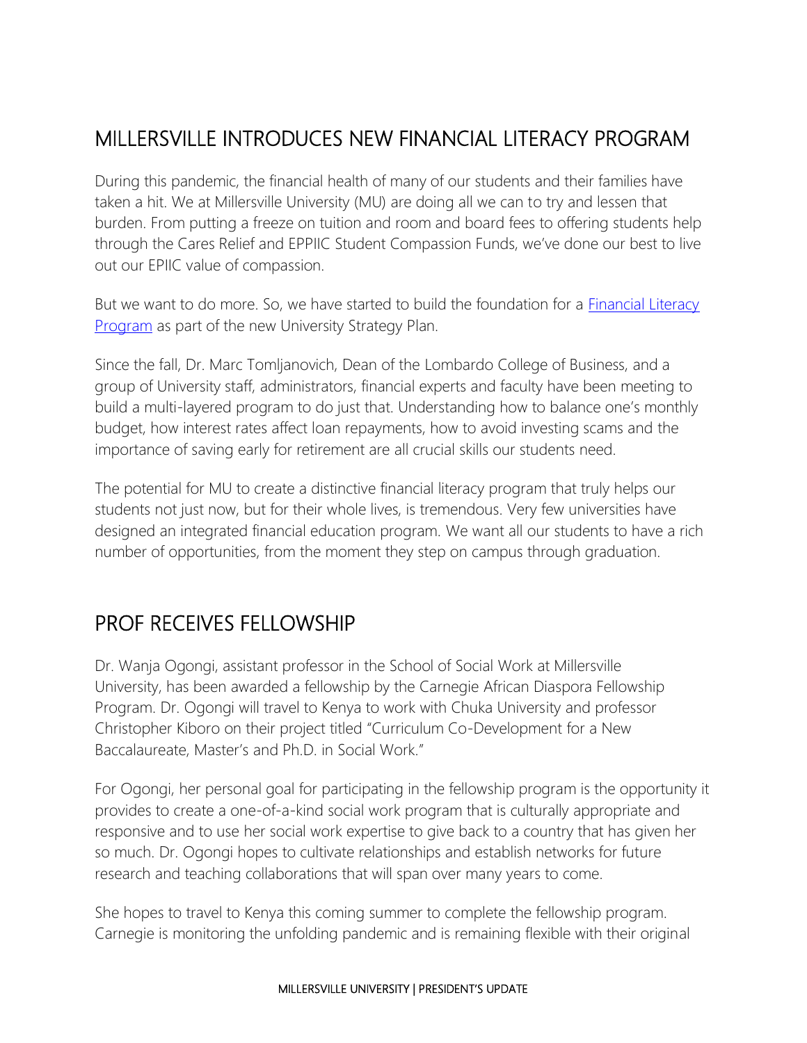## MILLERSVILLE INTRODUCES NEW FINANCIAL LITERACY PROGRAM

During this pandemic, the financial health of many of our students and their families have taken a hit. We at Millersville University (MU) are doing all we can to try and lessen that burden. From putting a freeze on tuition and room and board fees to offering students help through the Cares Relief and EPPIIC Student Compassion Funds, we've done our best to live out our EPIIC value of compassion.

But we want to do more. So, we have started to build the foundation for a Financial Literacy Program as part of the new University Strategy Plan.

Since the fall, Dr. Marc Tomljanovich, Dean of the Lombardo College of Business, and a group of University staff, administrators, financial experts and faculty have been meeting to build a multi-layered program to do just that. Understanding how to balance one's monthly budget, how interest rates affect loan repayments, how to avoid investing scams and the importance of saving early for retirement are all crucial skills our students need.

The potential for MU to create a distinctive financial literacy program that truly helps our students not just now, but for their whole lives, is tremendous. Very few universities have designed an integrated financial education program. We want all our students to have a rich number of opportunities, from the moment they step on campus through graduation.

## PROF RECEIVES FELLOWSHIP

Dr. Wanja Ogongi, assistant professor in the School of Social Work at Millersville University, has been awarded a fellowship by the Carnegie African Diaspora Fellowship Program. Dr. Ogongi will travel to Kenya to work with Chuka University and professor Christopher Kiboro on their project titled "Curriculum Co-Development for a New Baccalaureate, Master's and Ph.D. in Social Work."

For Ogongi, her personal goal for participating in the fellowship program is the opportunity it provides to create a one-of-a-kind social work program that is culturally appropriate and responsive and to use her social work expertise to give back to a country that has given her so much. Dr. Ogongi hopes to cultivate relationships and establish networks for future research and teaching collaborations that will span over many years to come.

She hopes to travel to Kenya this coming summer to complete the fellowship program. Carnegie is monitoring the unfolding pandemic and is remaining flexible with their original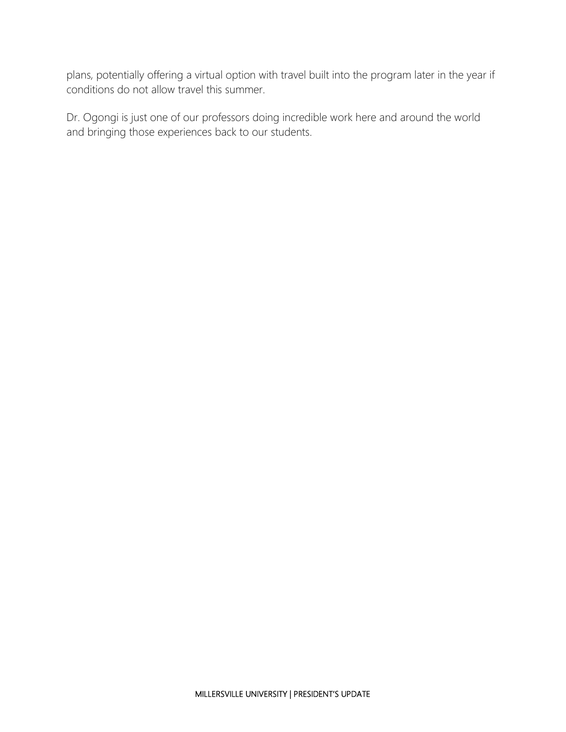plans, potentially offering a virtual option with travel built into the program later in the year if conditions do not allow travel this summer.

Dr. Ogongi is just one of our professors doing incredible work here and around the world and bringing those experiences back to our students.